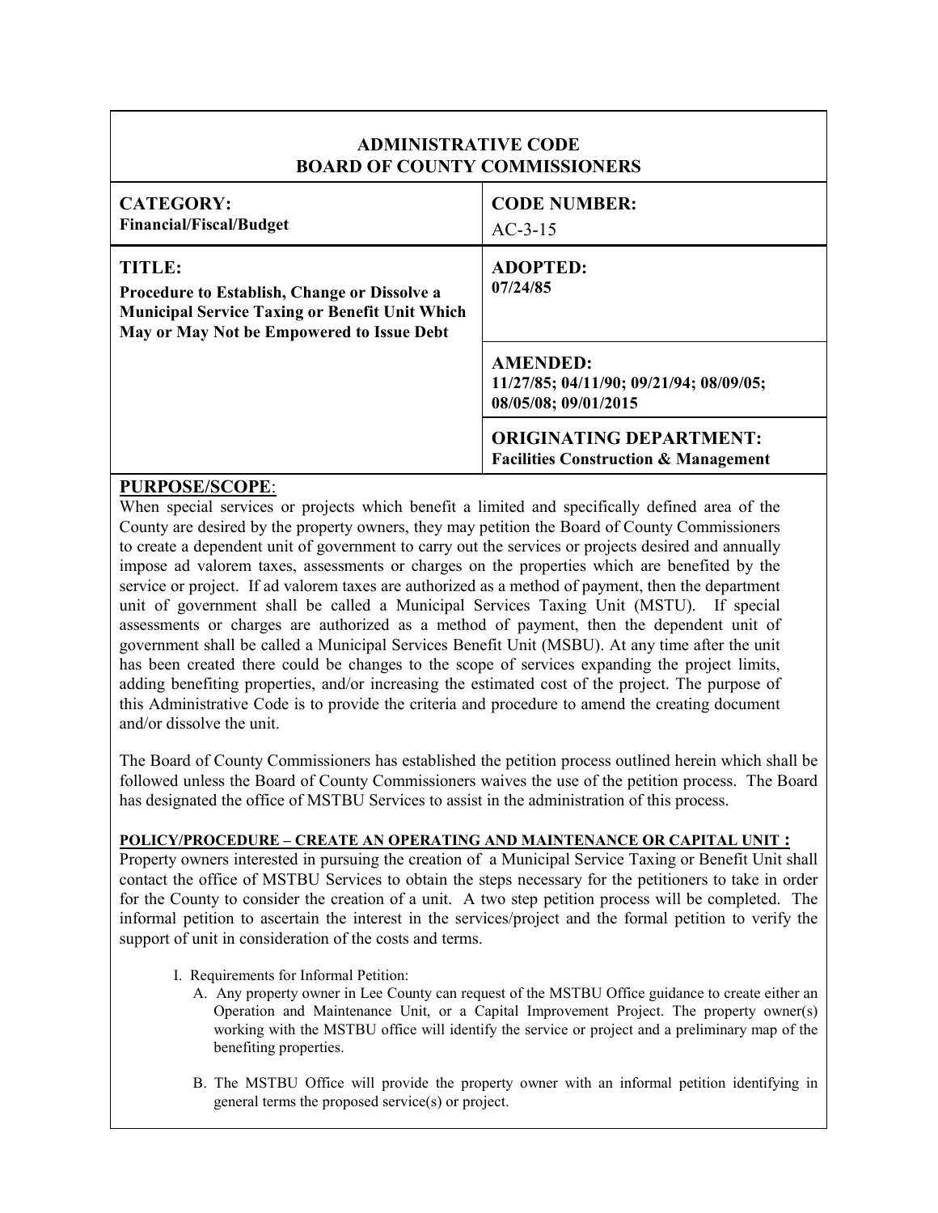# ADMINISTRATIVE CODE
# BOARD OF COUNTY COMMISSIONERS

| | |
|---|---|
| **CATEGORY:** **Financial/Fiscal/Budget** | **CODE NUMBER:** AC-3-15 |
| **TITLE:** **Procedure to Establish, Change or Dissolve a Municipal Service Taxing or Benefit Unit Which May or May Not be Empowered to Issue Debt** | **ADOPTED:** **07/24/85** |
| | **AMENDED:** **11/27/85; 04/11/90; 09/21/94; 08/09/05; 08/05/08; 09/01/2015** |
| | **ORIGINATING DEPARTMENT:** **Facilities Construction & Management** |

## PURPOSE/SCOPE:

When special services or projects which benefit a limited and specifically defined area of the County are desired by the property owners, they may petition the Board of County Commissioners to create a dependent unit of government to carry out the services or projects desired and annually impose ad valorem taxes, assessments or charges on the properties which are benefited by the service or project. If ad valorem taxes are authorized as a method of payment, then the department unit of government shall be called a Municipal Services Taxing Unit (MSTU). If special assessments or charges are authorized as a method of payment, then the dependent unit of government shall be called a Municipal Services Benefit Unit (MSBU). At any time after the unit has been created there could be changes to the scope of services expanding the project limits, adding benefiting properties, and/or increasing the estimated cost of the project. The purpose of this Administrative Code is to provide the criteria and procedure to amend the creating document and/or dissolve the unit.

The Board of County Commissioners has established the petition process outlined herein which shall be followed unless the Board of County Commissioners waives the use of the petition process. The Board has designated the office of MSTBU Services to assist in the administration of this process.

### POLICY/PROCEDURE – CREATE AN OPERATING AND MAINTENANCE OR CAPITAL UNIT :

Property owners interested in pursuing the creation of a Municipal Service Taxing or Benefit Unit shall contact the office of MSTBU Services to obtain the steps necessary for the petitioners to take in order for the County to consider the creation of a unit. A two step petition process will be completed. The informal petition to ascertain the interest in the services/project and the formal petition to verify the support of unit in consideration of the costs and terms.

I. Requirements for Informal Petition:

A. Any property owner in Lee County can request of the MSTBU Office guidance to create either an Operation and Maintenance Unit, or a Capital Improvement Project. The property owner(s) working with the MSTBU office will identify the service or project and a preliminary map of the benefiting properties.

B. The MSTBU Office will provide the property owner with an informal petition identifying in general terms the proposed service(s) or project.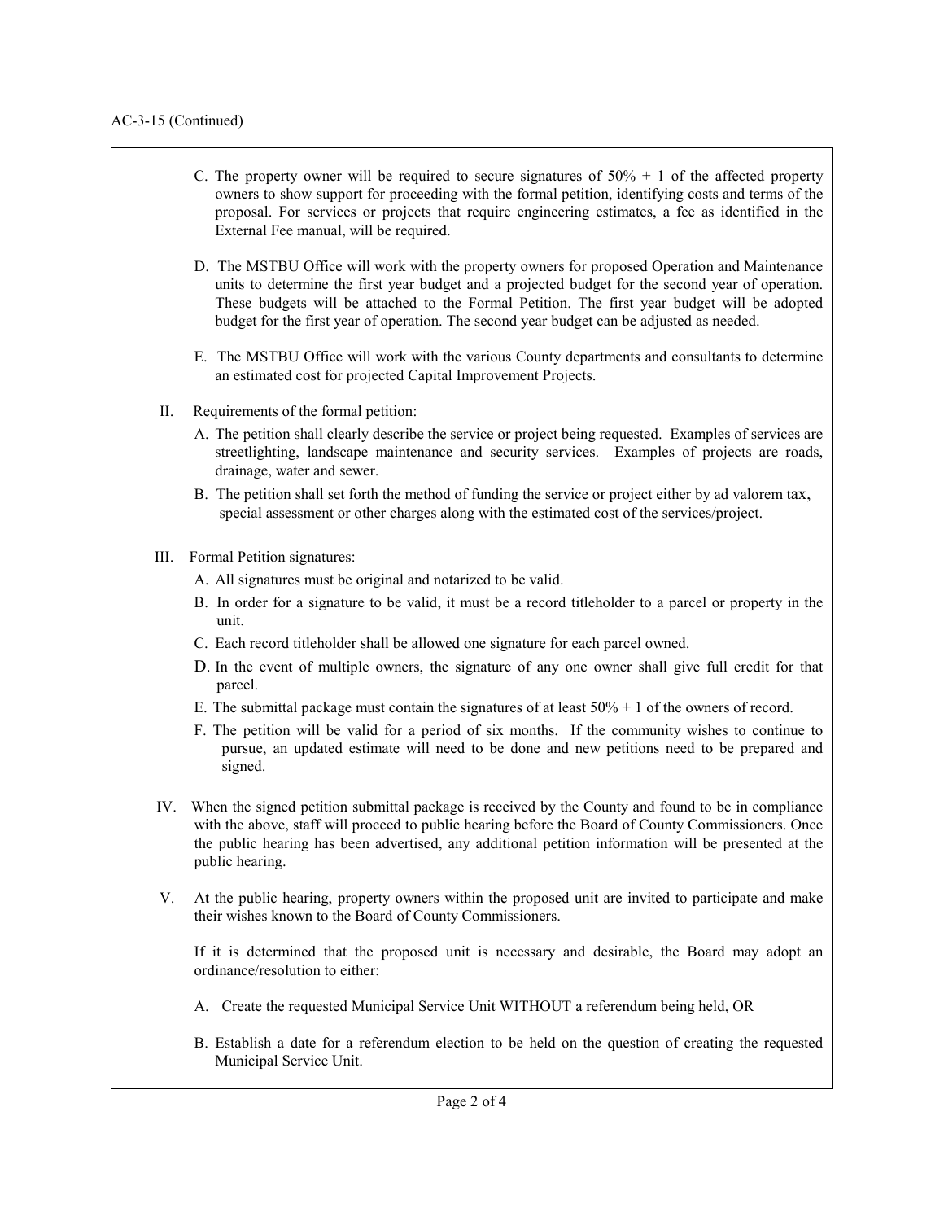AC-3-15 (Continued)

C. The property owner will be required to secure signatures of 50% + 1 of the affected property owners to show support for proceeding with the formal petition, identifying costs and terms of the proposal. For services or projects that require engineering estimates, a fee as identified in the External Fee manual, will be required.

D. The MSTBU Office will work with the property owners for proposed Operation and Maintenance units to determine the first year budget and a projected budget for the second year of operation. These budgets will be attached to the Formal Petition. The first year budget will be adopted budget for the first year of operation. The second year budget can be adjusted as needed.

E. The MSTBU Office will work with the various County departments and consultants to determine an estimated cost for projected Capital Improvement Projects.

II. Requirements of the formal petition:

A. The petition shall clearly describe the service or project being requested. Examples of services are streetlighting, landscape maintenance and security services. Examples of projects are roads, drainage, water and sewer.

B. The petition shall set forth the method of funding the service or project either by ad valorem tax, special assessment or other charges along with the estimated cost of the services/project.

III. Formal Petition signatures:

A. All signatures must be original and notarized to be valid.

B. In order for a signature to be valid, it must be a record titleholder to a parcel or property in the unit.

C. Each record titleholder shall be allowed one signature for each parcel owned.

D. In the event of multiple owners, the signature of any one owner shall give full credit for that parcel.

E. The submittal package must contain the signatures of at least 50% + 1 of the owners of record.

F. The petition will be valid for a period of six months. If the community wishes to continue to pursue, an updated estimate will need to be done and new petitions need to be prepared and signed.

IV. When the signed petition submittal package is received by the County and found to be in compliance with the above, staff will proceed to public hearing before the Board of County Commissioners. Once the public hearing has been advertised, any additional petition information will be presented at the public hearing.

V. At the public hearing, property owners within the proposed unit are invited to participate and make their wishes known to the Board of County Commissioners.

If it is determined that the proposed unit is necessary and desirable, the Board may adopt an ordinance/resolution to either:

A. Create the requested Municipal Service Unit WITHOUT a referendum being held, OR

B. Establish a date for a referendum election to be held on the question of creating the requested Municipal Service Unit.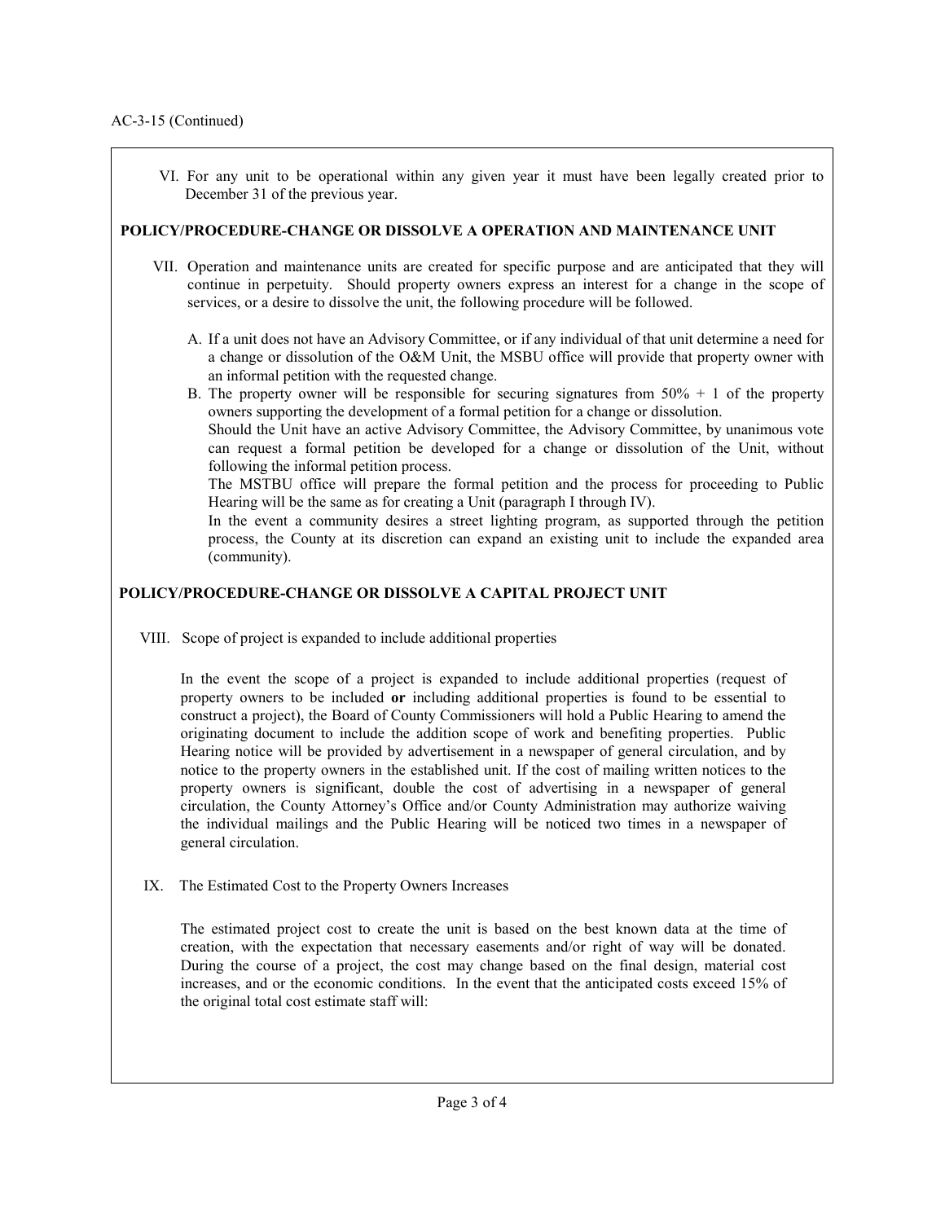AC-3-15 (Continued)

VI. For any unit to be operational within any given year it must have been legally created prior to December 31 of the previous year.

**POLICY/PROCEDURE-CHANGE OR DISSOLVE A OPERATION AND MAINTENANCE UNIT**

VII. Operation and maintenance units are created for specific purpose and are anticipated that they will continue in perpetuity. Should property owners express an interest for a change in the scope of services, or a desire to dissolve the unit, the following procedure will be followed.

A. If a unit does not have an Advisory Committee, or if any individual of that unit determine a need for a change or dissolution of the O&M Unit, the MSBU office will provide that property owner with an informal petition with the requested change.

B. The property owner will be responsible for securing signatures from 50% + 1 of the property owners supporting the development of a formal petition for a change or dissolution.

Should the Unit have an active Advisory Committee, the Advisory Committee, by unanimous vote can request a formal petition be developed for a change or dissolution of the Unit, without following the informal petition process.

The MSTBU office will prepare the formal petition and the process for proceeding to Public Hearing will be the same as for creating a Unit (paragraph I through IV).

In the event a community desires a street lighting program, as supported through the petition process, the County at its discretion can expand an existing unit to include the expanded area (community).

**POLICY/PROCEDURE-CHANGE OR DISSOLVE A CAPITAL PROJECT UNIT**

VIII. Scope of project is expanded to include additional properties

In the event the scope of a project is expanded to include additional properties (request of property owners to be included **or** including additional properties is found to be essential to construct a project), the Board of County Commissioners will hold a Public Hearing to amend the originating document to include the addition scope of work and benefiting properties. Public Hearing notice will be provided by advertisement in a newspaper of general circulation, and by notice to the property owners in the established unit. If the cost of mailing written notices to the property owners is significant, double the cost of advertising in a newspaper of general circulation, the County Attorney's Office and/or County Administration may authorize waiving the individual mailings and the Public Hearing will be noticed two times in a newspaper of general circulation.

IX. The Estimated Cost to the Property Owners Increases

The estimated project cost to create the unit is based on the best known data at the time of creation, with the expectation that necessary easements and/or right of way will be donated. During the course of a project, the cost may change based on the final design, material cost increases, and or the economic conditions. In the event that the anticipated costs exceed 15% of the original total cost estimate staff will: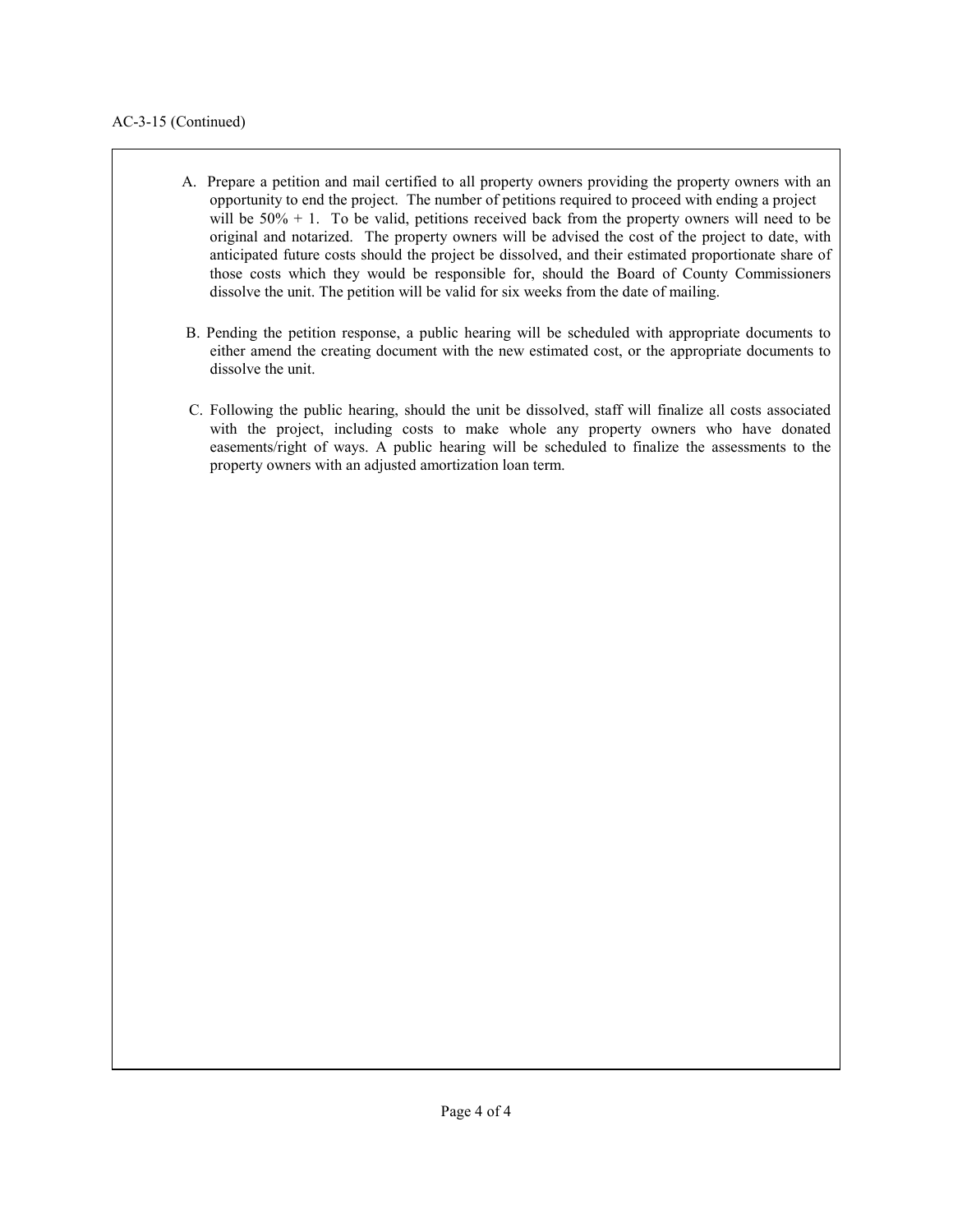AC-3-15 (Continued)

A. Prepare a petition and mail certified to all property owners providing the property owners with an opportunity to end the project. The number of petitions required to proceed with ending a project will be 50% + 1. To be valid, petitions received back from the property owners will need to be original and notarized. The property owners will be advised the cost of the project to date, with anticipated future costs should the project be dissolved, and their estimated proportionate share of those costs which they would be responsible for, should the Board of County Commissioners dissolve the unit. The petition will be valid for six weeks from the date of mailing.

B. Pending the petition response, a public hearing will be scheduled with appropriate documents to either amend the creating document with the new estimated cost, or the appropriate documents to dissolve the unit.

C. Following the public hearing, should the unit be dissolved, staff will finalize all costs associated with the project, including costs to make whole any property owners who have donated easements/right of ways. A public hearing will be scheduled to finalize the assessments to the property owners with an adjusted amortization loan term.